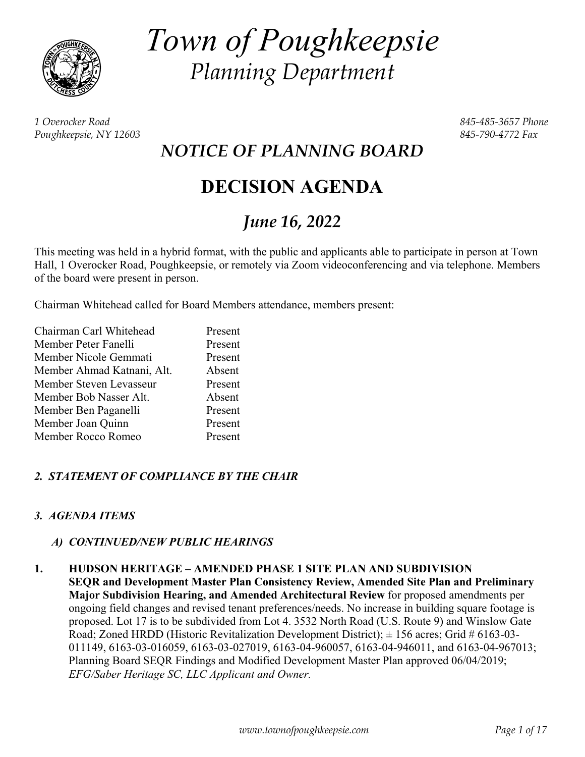# *Town of Poughkeepsie*

## *Planning Department*

*1 Overocker Road*
*Poughkeepsie, NY 12603*

*845-485-3657 Phone*
*845-790-4772 Fax*

## *NOTICE OF PLANNING BOARD*

# DECISION AGENDA

## *June 16, 2022*

This meeting was held in a hybrid format, with the public and applicants able to participate in person at Town Hall, 1 Overocker Road, Poughkeepsie, or remotely via Zoom videoconferencing and via telephone. Members of the board were present in person.

Chairman Whitehead called for Board Members attendance, members present:

| | |
|---|---|
| Chairman Carl Whitehead | Present |
| Member Peter Fanelli | Present |
| Member Nicole Gemmati | Present |
| Member Ahmad Katnani, Alt. | Absent |
| Member Steven Levasseur | Present |
| Member Bob Nasser Alt. | Absent |
| Member Ben Paganelli | Present |
| Member Joan Quinn | Present |
| Member Rocco Romeo | Present |

### *2. STATEMENT OF COMPLIANCE BY THE CHAIR*

### *3. AGENDA ITEMS*

#### *A) CONTINUED/NEW PUBLIC HEARINGS*

**1. HUDSON HERITAGE – AMENDED PHASE 1 SITE PLAN AND SUBDIVISION**
**SEQR and Development Master Plan Consistency Review, Amended Site Plan and Preliminary Major Subdivision Hearing, and Amended Architectural Review** for proposed amendments per ongoing field changes and revised tenant preferences/needs. No increase in building square footage is proposed. Lot 17 is to be subdivided from Lot 4. 3532 North Road (U.S. Route 9) and Winslow Gate Road; Zoned HRDD (Historic Revitalization Development District); ± 156 acres; Grid # 6163-03-011149, 6163-03-016059, 6163-03-027019, 6163-04-960057, 6163-04-946011, and 6163-04-967013; Planning Board SEQR Findings and Modified Development Master Plan approved 06/04/2019; *EFG/Saber Heritage SC, LLC Applicant and Owner.*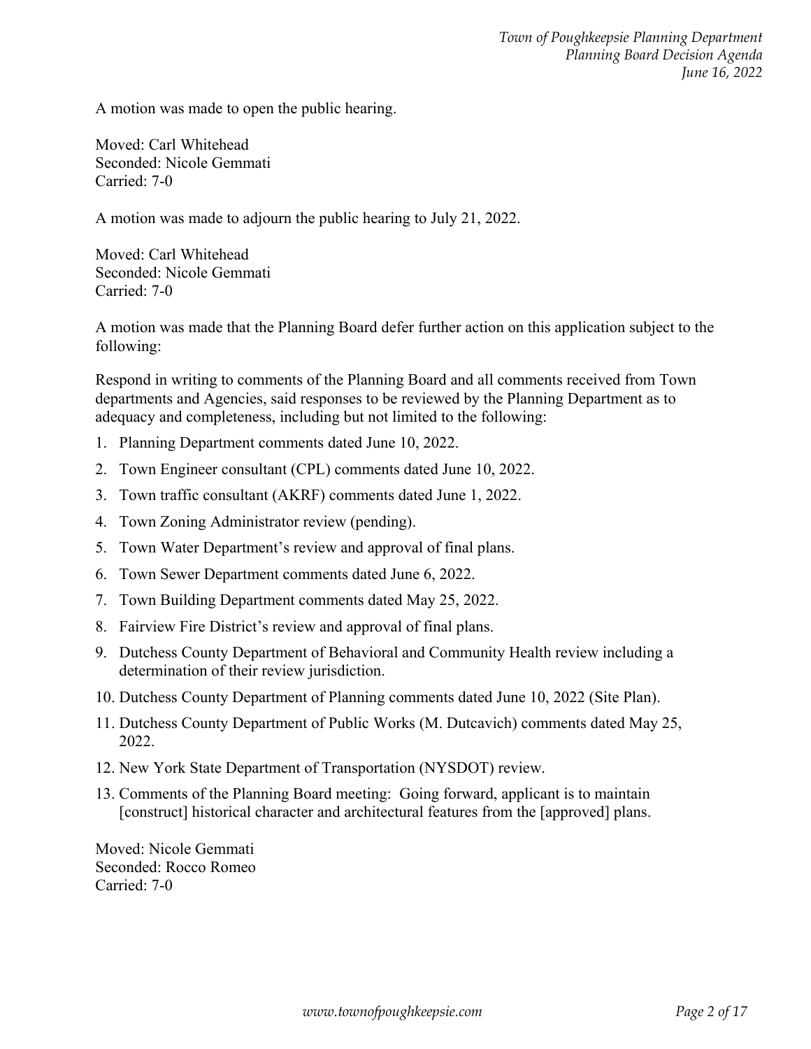A motion was made to open the public hearing.

Moved: Carl Whitehead
Seconded: Nicole Gemmati
Carried: 7-0

A motion was made to adjourn the public hearing to July 21, 2022.

Moved: Carl Whitehead
Seconded: Nicole Gemmati
Carried: 7-0

A motion was made that the Planning Board defer further action on this application subject to the following:

Respond in writing to comments of the Planning Board and all comments received from Town departments and Agencies, said responses to be reviewed by the Planning Department as to adequacy and completeness, including but not limited to the following:

1. Planning Department comments dated June 10, 2022.
2. Town Engineer consultant (CPL) comments dated June 10, 2022.
3. Town traffic consultant (AKRF) comments dated June 1, 2022.
4. Town Zoning Administrator review (pending).
5. Town Water Department's review and approval of final plans.
6. Town Sewer Department comments dated June 6, 2022.
7. Town Building Department comments dated May 25, 2022.
8. Fairview Fire District's review and approval of final plans.
9. Dutchess County Department of Behavioral and Community Health review including a determination of their review jurisdiction.
10. Dutchess County Department of Planning comments dated June 10, 2022 (Site Plan).
11. Dutchess County Department of Public Works (M. Dutcavich) comments dated May 25, 2022.
12. New York State Department of Transportation (NYSDOT) review.
13. Comments of the Planning Board meeting: Going forward, applicant is to maintain [construct] historical character and architectural features from the [approved] plans.

Moved: Nicole Gemmati
Seconded: Rocco Romeo
Carried: 7-0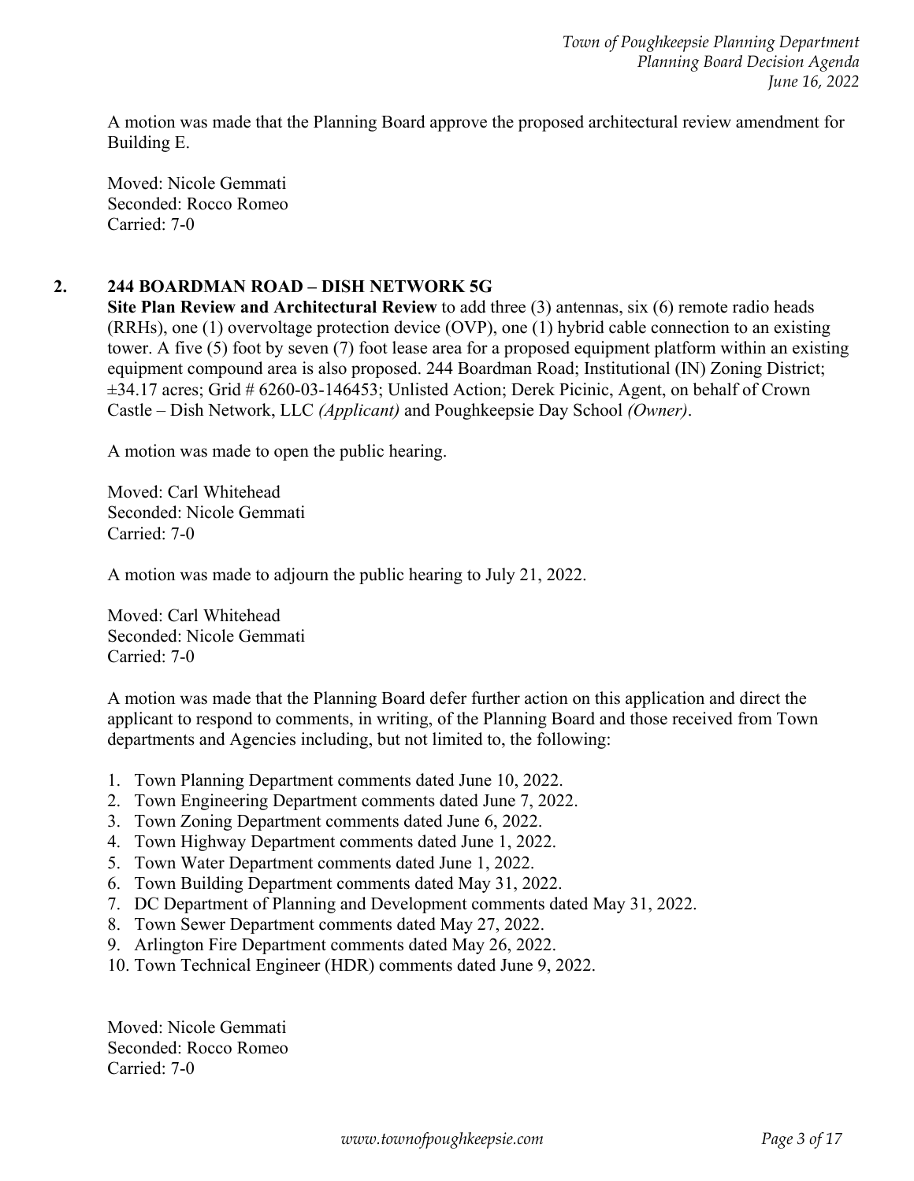A motion was made that the Planning Board approve the proposed architectural review amendment for Building E.

Moved: Nicole Gemmati
Seconded: Rocco Romeo
Carried: 7-0

## 2. 244 BOARDMAN ROAD – DISH NETWORK 5G

**Site Plan Review and Architectural Review** to add three (3) antennas, six (6) remote radio heads (RRHs), one (1) overvoltage protection device (OVP), one (1) hybrid cable connection to an existing tower. A five (5) foot by seven (7) foot lease area for a proposed equipment platform within an existing equipment compound area is also proposed. 244 Boardman Road; Institutional (IN) Zoning District; ±34.17 acres; Grid # 6260-03-146453; Unlisted Action; Derek Picinic, Agent, on behalf of Crown Castle – Dish Network, LLC *(Applicant)* and Poughkeepsie Day School *(Owner)*.

A motion was made to open the public hearing.

Moved: Carl Whitehead
Seconded: Nicole Gemmati
Carried: 7-0

A motion was made to adjourn the public hearing to July 21, 2022.

Moved: Carl Whitehead
Seconded: Nicole Gemmati
Carried: 7-0

A motion was made that the Planning Board defer further action on this application and direct the applicant to respond to comments, in writing, of the Planning Board and those received from Town departments and Agencies including, but not limited to, the following:

1. Town Planning Department comments dated June 10, 2022.
2. Town Engineering Department comments dated June 7, 2022.
3. Town Zoning Department comments dated June 6, 2022.
4. Town Highway Department comments dated June 1, 2022.
5. Town Water Department comments dated June 1, 2022.
6. Town Building Department comments dated May 31, 2022.
7. DC Department of Planning and Development comments dated May 31, 2022.
8. Town Sewer Department comments dated May 27, 2022.
9. Arlington Fire Department comments dated May 26, 2022.
10. Town Technical Engineer (HDR) comments dated June 9, 2022.

Moved: Nicole Gemmati
Seconded: Rocco Romeo
Carried: 7-0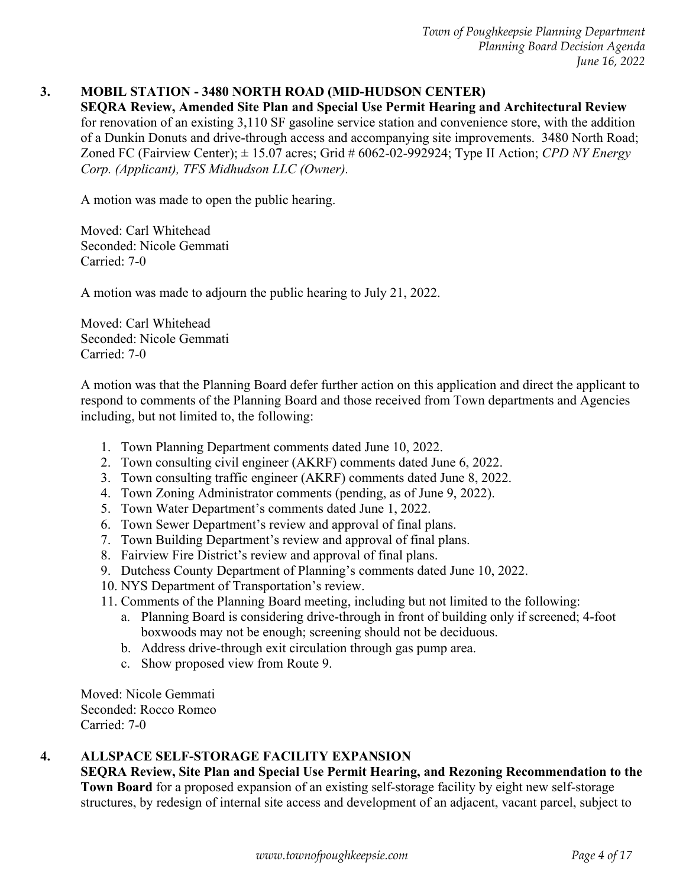### 3. MOBIL STATION - 3480 NORTH ROAD (MID-HUDSON CENTER)

**SEQRA Review, Amended Site Plan and Special Use Permit Hearing and Architectural Review** for renovation of an existing 3,110 SF gasoline service station and convenience store, with the addition of a Dunkin Donuts and drive-through access and accompanying site improvements. 3480 North Road; Zoned FC (Fairview Center); ± 15.07 acres; Grid # 6062-02-992924; Type II Action; *CPD NY Energy Corp. (Applicant), TFS Midhudson LLC (Owner).*

A motion was made to open the public hearing.

Moved: Carl Whitehead
Seconded: Nicole Gemmati
Carried: 7-0

A motion was made to adjourn the public hearing to July 21, 2022.

Moved: Carl Whitehead
Seconded: Nicole Gemmati
Carried: 7-0

A motion was that the Planning Board defer further action on this application and direct the applicant to respond to comments of the Planning Board and those received from Town departments and Agencies including, but not limited to, the following:

1. Town Planning Department comments dated June 10, 2022.
2. Town consulting civil engineer (AKRF) comments dated June 6, 2022.
3. Town consulting traffic engineer (AKRF) comments dated June 8, 2022.
4. Town Zoning Administrator comments (pending, as of June 9, 2022).
5. Town Water Department's comments dated June 1, 2022.
6. Town Sewer Department's review and approval of final plans.
7. Town Building Department's review and approval of final plans.
8. Fairview Fire District's review and approval of final plans.
9. Dutchess County Department of Planning's comments dated June 10, 2022.
10. NYS Department of Transportation's review.
11. Comments of the Planning Board meeting, including but not limited to the following:
    a. Planning Board is considering drive-through in front of building only if screened; 4-foot boxwoods may not be enough; screening should not be deciduous.
    b. Address drive-through exit circulation through gas pump area.
    c. Show proposed view from Route 9.

Moved: Nicole Gemmati
Seconded: Rocco Romeo
Carried: 7-0

### 4. ALLSPACE SELF-STORAGE FACILITY EXPANSION

**SEQRA Review, Site Plan and Special Use Permit Hearing, and Rezoning Recommendation to the Town Board** for a proposed expansion of an existing self-storage facility by eight new self-storage structures, by redesign of internal site access and development of an adjacent, vacant parcel, subject to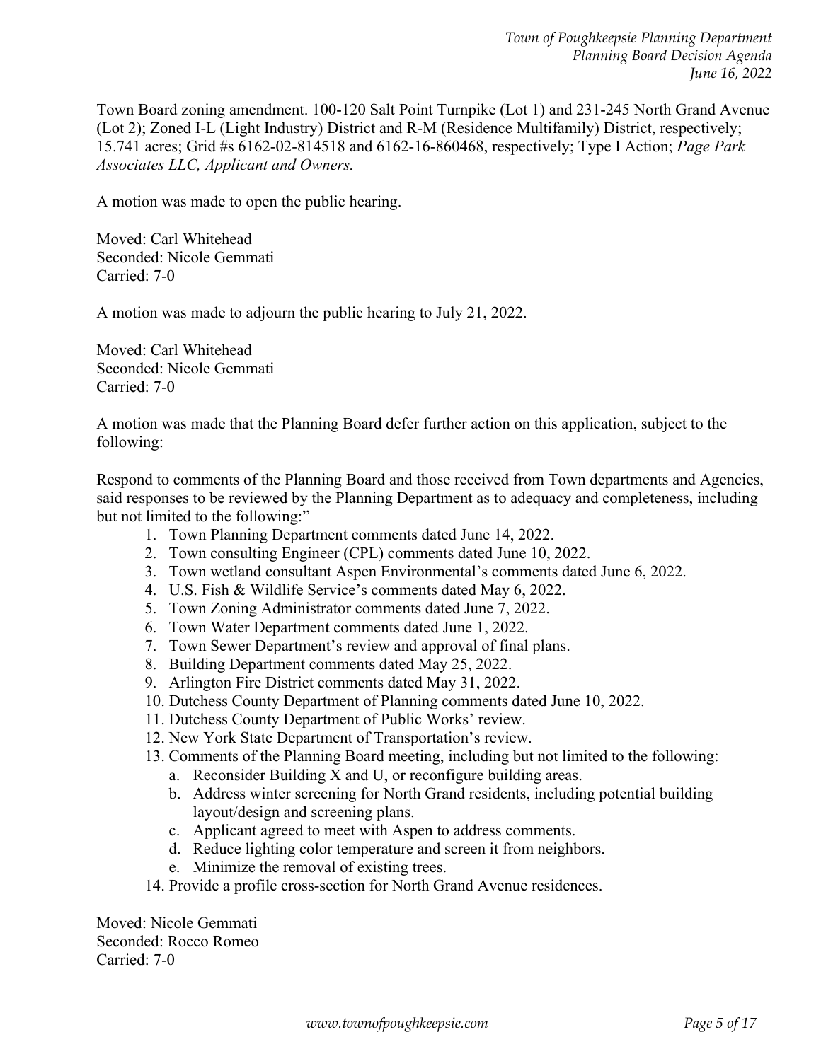Town Board zoning amendment. 100-120 Salt Point Turnpike (Lot 1) and 231-245 North Grand Avenue (Lot 2); Zoned I-L (Light Industry) District and R-M (Residence Multifamily) District, respectively; 15.741 acres; Grid #s 6162-02-814518 and 6162-16-860468, respectively; Type I Action; *Page Park Associates LLC, Applicant and Owners.*

A motion was made to open the public hearing.

Moved: Carl Whitehead
Seconded: Nicole Gemmati
Carried: 7-0

A motion was made to adjourn the public hearing to July 21, 2022.

Moved: Carl Whitehead
Seconded: Nicole Gemmati
Carried: 7-0

A motion was made that the Planning Board defer further action on this application, subject to the following:

Respond to comments of the Planning Board and those received from Town departments and Agencies, said responses to be reviewed by the Planning Department as to adequacy and completeness, including but not limited to the following:"

1. Town Planning Department comments dated June 14, 2022.
2. Town consulting Engineer (CPL) comments dated June 10, 2022.
3. Town wetland consultant Aspen Environmental's comments dated June 6, 2022.
4. U.S. Fish & Wildlife Service's comments dated May 6, 2022.
5. Town Zoning Administrator comments dated June 7, 2022.
6. Town Water Department comments dated June 1, 2022.
7. Town Sewer Department's review and approval of final plans.
8. Building Department comments dated May 25, 2022.
9. Arlington Fire District comments dated May 31, 2022.
10. Dutchess County Department of Planning comments dated June 10, 2022.
11. Dutchess County Department of Public Works' review.
12. New York State Department of Transportation's review.
13. Comments of the Planning Board meeting, including but not limited to the following:
    a. Reconsider Building X and U, or reconfigure building areas.
    b. Address winter screening for North Grand residents, including potential building layout/design and screening plans.
    c. Applicant agreed to meet with Aspen to address comments.
    d. Reduce lighting color temperature and screen it from neighbors.
    e. Minimize the removal of existing trees.
14. Provide a profile cross-section for North Grand Avenue residences.

Moved: Nicole Gemmati
Seconded: Rocco Romeo
Carried: 7-0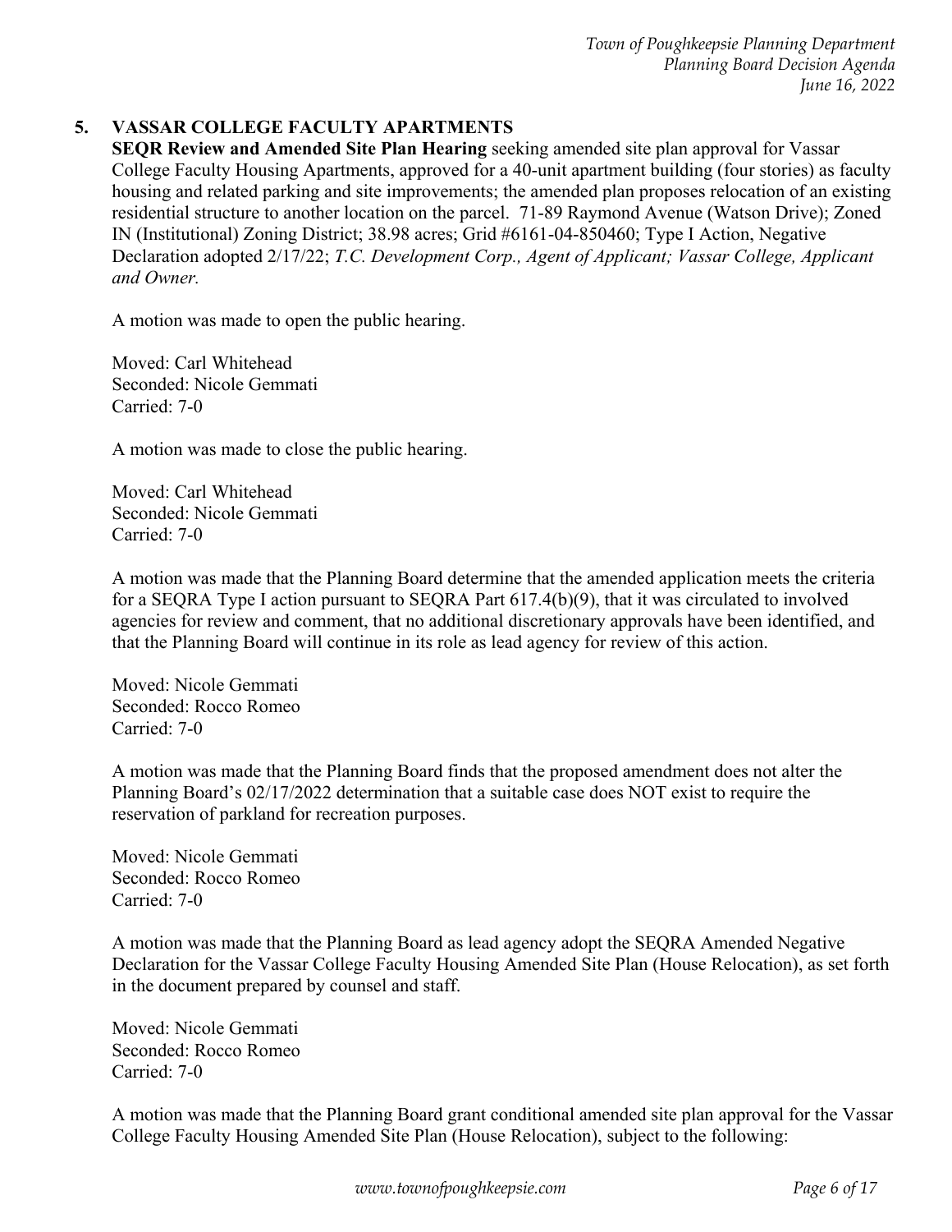## 5. VASSAR COLLEGE FACULTY APARTMENTS

**SEQR Review and Amended Site Plan Hearing** seeking amended site plan approval for Vassar College Faculty Housing Apartments, approved for a 40-unit apartment building (four stories) as faculty housing and related parking and site improvements; the amended plan proposes relocation of an existing residential structure to another location on the parcel. 71-89 Raymond Avenue (Watson Drive); Zoned IN (Institutional) Zoning District; 38.98 acres; Grid #6161-04-850460; Type I Action, Negative Declaration adopted 2/17/22; *T.C. Development Corp., Agent of Applicant; Vassar College, Applicant and Owner.*

A motion was made to open the public hearing.

Moved: Carl Whitehead
Seconded: Nicole Gemmati
Carried: 7-0

A motion was made to close the public hearing.

Moved: Carl Whitehead
Seconded: Nicole Gemmati
Carried: 7-0

A motion was made that the Planning Board determine that the amended application meets the criteria for a SEQRA Type I action pursuant to SEQRA Part 617.4(b)(9), that it was circulated to involved agencies for review and comment, that no additional discretionary approvals have been identified, and that the Planning Board will continue in its role as lead agency for review of this action.

Moved: Nicole Gemmati
Seconded: Rocco Romeo
Carried: 7-0

A motion was made that the Planning Board finds that the proposed amendment does not alter the Planning Board's 02/17/2022 determination that a suitable case does NOT exist to require the reservation of parkland for recreation purposes.

Moved: Nicole Gemmati
Seconded: Rocco Romeo
Carried: 7-0

A motion was made that the Planning Board as lead agency adopt the SEQRA Amended Negative Declaration for the Vassar College Faculty Housing Amended Site Plan (House Relocation), as set forth in the document prepared by counsel and staff.

Moved: Nicole Gemmati
Seconded: Rocco Romeo
Carried: 7-0

A motion was made that the Planning Board grant conditional amended site plan approval for the Vassar College Faculty Housing Amended Site Plan (House Relocation), subject to the following: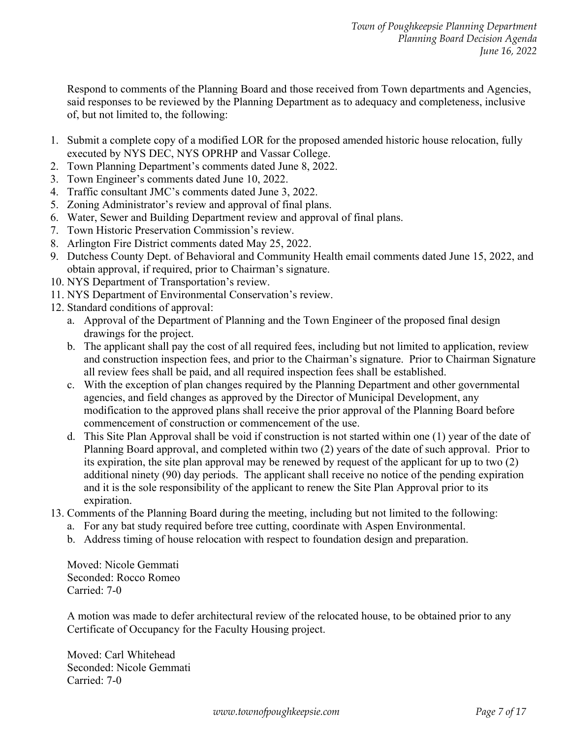Respond to comments of the Planning Board and those received from Town departments and Agencies, said responses to be reviewed by the Planning Department as to adequacy and completeness, inclusive of, but not limited to, the following:

1. Submit a complete copy of a modified LOR for the proposed amended historic house relocation, fully executed by NYS DEC, NYS OPRHP and Vassar College.
2. Town Planning Department's comments dated June 8, 2022.
3. Town Engineer's comments dated June 10, 2022.
4. Traffic consultant JMC's comments dated June 3, 2022.
5. Zoning Administrator's review and approval of final plans.
6. Water, Sewer and Building Department review and approval of final plans.
7. Town Historic Preservation Commission's review.
8. Arlington Fire District comments dated May 25, 2022.
9. Dutchess County Dept. of Behavioral and Community Health email comments dated June 15, 2022, and obtain approval, if required, prior to Chairman's signature.
10. NYS Department of Transportation's review.
11. NYS Department of Environmental Conservation's review.
12. Standard conditions of approval:
    a. Approval of the Department of Planning and the Town Engineer of the proposed final design drawings for the project.
    b. The applicant shall pay the cost of all required fees, including but not limited to application, review and construction inspection fees, and prior to the Chairman's signature. Prior to Chairman Signature all review fees shall be paid, and all required inspection fees shall be established.
    c. With the exception of plan changes required by the Planning Department and other governmental agencies, and field changes as approved by the Director of Municipal Development, any modification to the approved plans shall receive the prior approval of the Planning Board before commencement of construction or commencement of the use.
    d. This Site Plan Approval shall be void if construction is not started within one (1) year of the date of Planning Board approval, and completed within two (2) years of the date of such approval. Prior to its expiration, the site plan approval may be renewed by request of the applicant for up to two (2) additional ninety (90) day periods. The applicant shall receive no notice of the pending expiration and it is the sole responsibility of the applicant to renew the Site Plan Approval prior to its expiration.
13. Comments of the Planning Board during the meeting, including but not limited to the following:
    a. For any bat study required before tree cutting, coordinate with Aspen Environmental.
    b. Address timing of house relocation with respect to foundation design and preparation.

Moved: Nicole Gemmati
Seconded: Rocco Romeo
Carried: 7-0

A motion was made to defer architectural review of the relocated house, to be obtained prior to any Certificate of Occupancy for the Faculty Housing project.

Moved: Carl Whitehead
Seconded: Nicole Gemmati
Carried: 7-0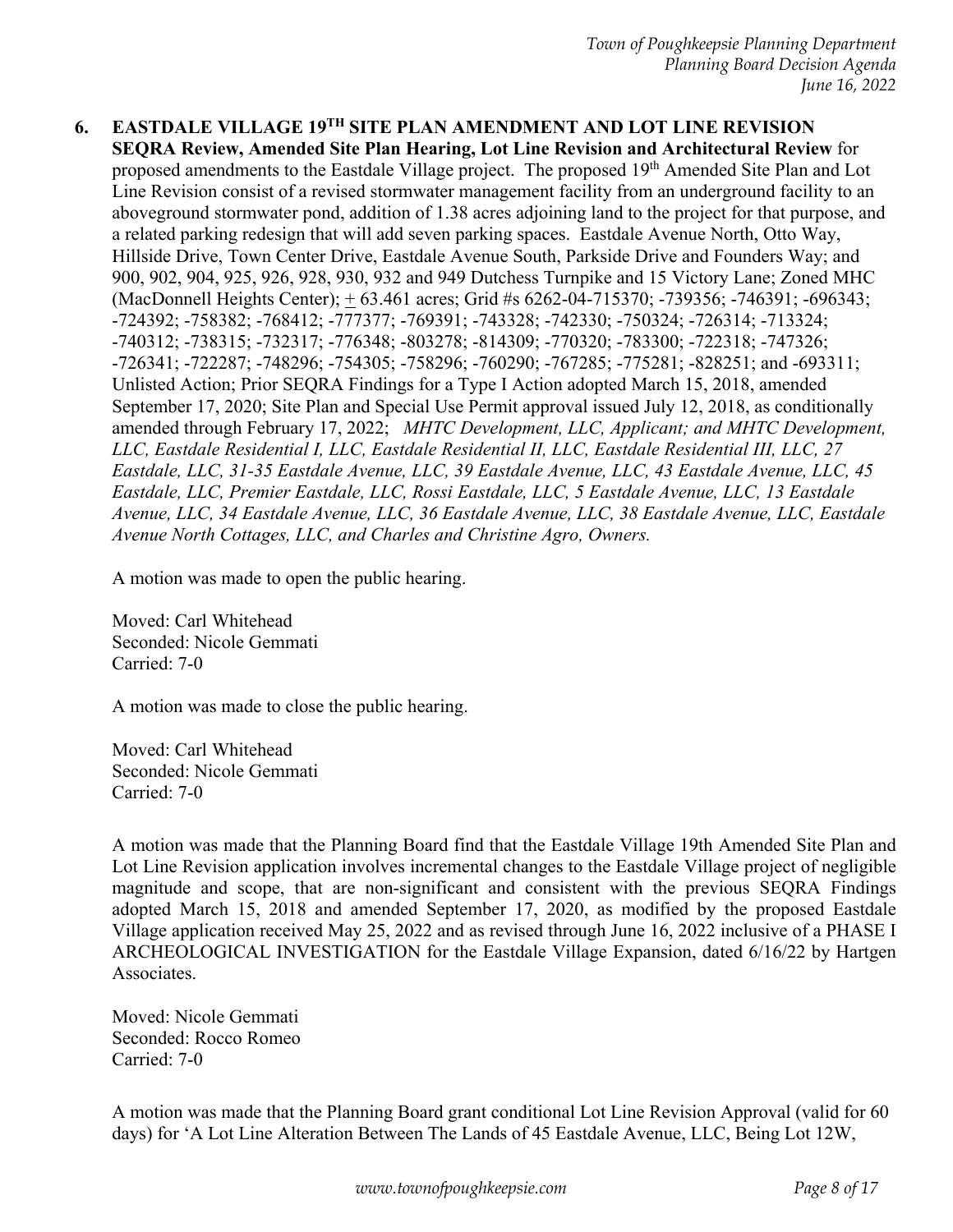**6. EASTDALE VILLAGE 19TH SITE PLAN AMENDMENT AND LOT LINE REVISION**
**SEQRA Review, Amended Site Plan Hearing, Lot Line Revision and Architectural Review** for proposed amendments to the Eastdale Village project. The proposed 19th Amended Site Plan and Lot Line Revision consist of a revised stormwater management facility from an underground facility to an aboveground stormwater pond, addition of 1.38 acres adjoining land to the project for that purpose, and a related parking redesign that will add seven parking spaces. Eastdale Avenue North, Otto Way, Hillside Drive, Town Center Drive, Eastdale Avenue South, Parkside Drive and Founders Way; and 900, 902, 904, 925, 926, 928, 930, 932 and 949 Dutchess Turnpike and 15 Victory Lane; Zoned MHC (MacDonnell Heights Center); ± 63.461 acres; Grid #s 6262-04-715370; -739356; -746391; -696343; -724392; -758382; -768412; -777377; -769391; -743328; -742330; -750324; -726314; -713324; -740312; -738315; -732317; -776348; -803278; -814309; -770320; -783300; -722318; -747326; -726341; -722287; -748296; -754305; -758296; -760290; -767285; -775281; -828251; and -693311; Unlisted Action; Prior SEQRA Findings for a Type I Action adopted March 15, 2018, amended September 17, 2020; Site Plan and Special Use Permit approval issued July 12, 2018, as conditionally amended through February 17, 2022; *MHTC Development, LLC, Applicant; and MHTC Development, LLC, Eastdale Residential I, LLC, Eastdale Residential II, LLC, Eastdale Residential III, LLC, 27 Eastdale, LLC, 31-35 Eastdale Avenue, LLC, 39 Eastdale Avenue, LLC, 43 Eastdale Avenue, LLC, 45 Eastdale, LLC, Premier Eastdale, LLC, Rossi Eastdale, LLC, 5 Eastdale Avenue, LLC, 13 Eastdale Avenue, LLC, 34 Eastdale Avenue, LLC, 36 Eastdale Avenue, LLC, 38 Eastdale Avenue, LLC, Eastdale Avenue North Cottages, LLC, and Charles and Christine Agro, Owners.*

A motion was made to open the public hearing.

Moved: Carl Whitehead
Seconded: Nicole Gemmati
Carried: 7-0

A motion was made to close the public hearing.

Moved: Carl Whitehead
Seconded: Nicole Gemmati
Carried: 7-0

A motion was made that the Planning Board find that the Eastdale Village 19th Amended Site Plan and Lot Line Revision application involves incremental changes to the Eastdale Village project of negligible magnitude and scope, that are non-significant and consistent with the previous SEQRA Findings adopted March 15, 2018 and amended September 17, 2020, as modified by the proposed Eastdale Village application received May 25, 2022 and as revised through June 16, 2022 inclusive of a PHASE I ARCHEOLOGICAL INVESTIGATION for the Eastdale Village Expansion, dated 6/16/22 by Hartgen Associates.

Moved: Nicole Gemmati
Seconded: Rocco Romeo
Carried: 7-0

A motion was made that the Planning Board grant conditional Lot Line Revision Approval (valid for 60 days) for 'A Lot Line Alteration Between The Lands of 45 Eastdale Avenue, LLC, Being Lot 12W,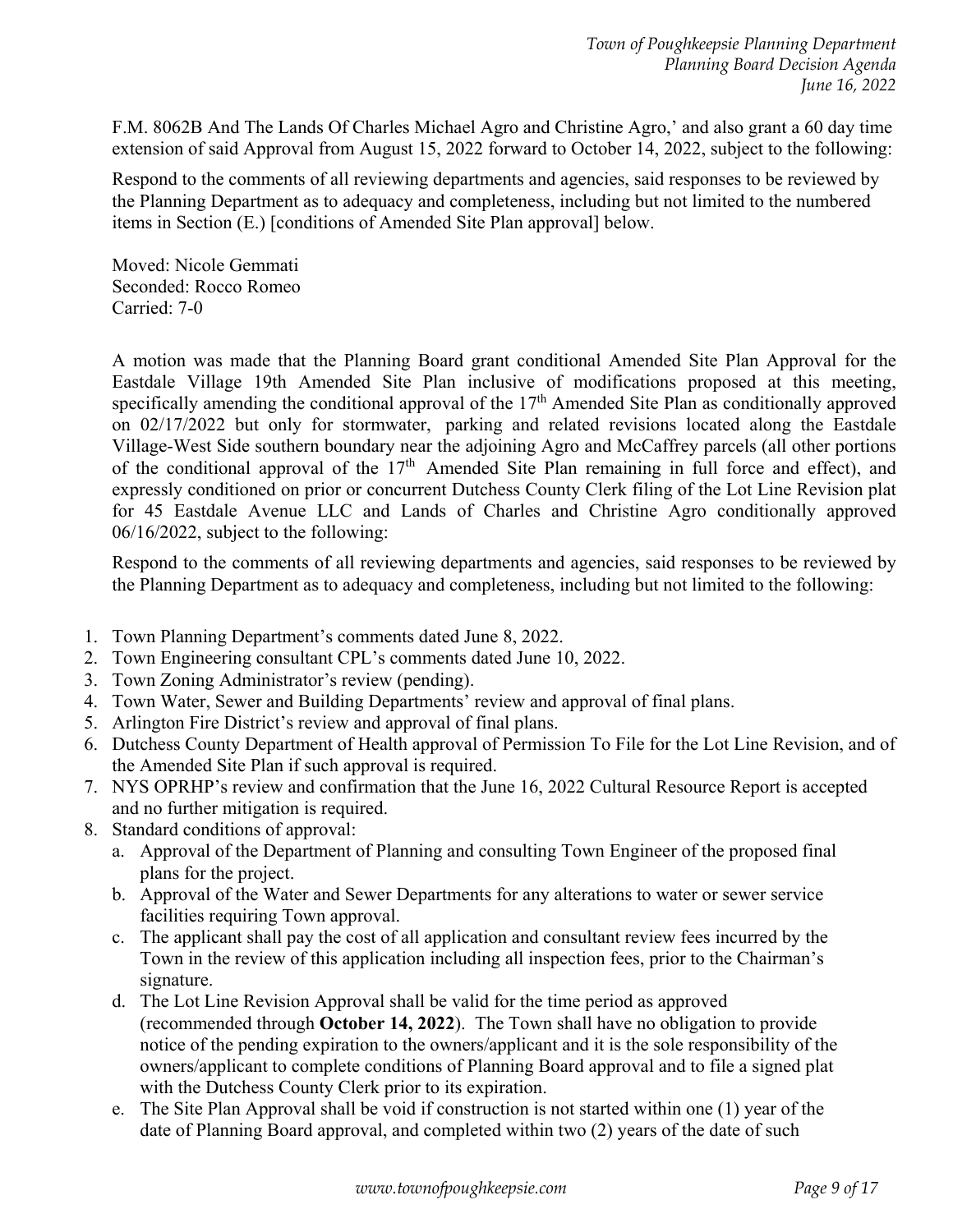F.M. 8062B And The Lands Of Charles Michael Agro and Christine Agro,' and also grant a 60 day time extension of said Approval from August 15, 2022 forward to October 14, 2022, subject to the following:

Respond to the comments of all reviewing departments and agencies, said responses to be reviewed by the Planning Department as to adequacy and completeness, including but not limited to the numbered items in Section (E.) [conditions of Amended Site Plan approval] below.

Moved: Nicole Gemmati
Seconded: Rocco Romeo
Carried: 7-0

A motion was made that the Planning Board grant conditional Amended Site Plan Approval for the Eastdale Village 19th Amended Site Plan inclusive of modifications proposed at this meeting, specifically amending the conditional approval of the 17th Amended Site Plan as conditionally approved on 02/17/2022 but only for stormwater, parking and related revisions located along the Eastdale Village-West Side southern boundary near the adjoining Agro and McCaffrey parcels (all other portions of the conditional approval of the 17th Amended Site Plan remaining in full force and effect), and expressly conditioned on prior or concurrent Dutchess County Clerk filing of the Lot Line Revision plat for 45 Eastdale Avenue LLC and Lands of Charles and Christine Agro conditionally approved 06/16/2022, subject to the following:

Respond to the comments of all reviewing departments and agencies, said responses to be reviewed by the Planning Department as to adequacy and completeness, including but not limited to the following:

1. Town Planning Department's comments dated June 8, 2022.
2. Town Engineering consultant CPL's comments dated June 10, 2022.
3. Town Zoning Administrator's review (pending).
4. Town Water, Sewer and Building Departments' review and approval of final plans.
5. Arlington Fire District's review and approval of final plans.
6. Dutchess County Department of Health approval of Permission To File for the Lot Line Revision, and of the Amended Site Plan if such approval is required.
7. NYS OPRHP's review and confirmation that the June 16, 2022 Cultural Resource Report is accepted and no further mitigation is required.
8. Standard conditions of approval:
   a. Approval of the Department of Planning and consulting Town Engineer of the proposed final plans for the project.
   b. Approval of the Water and Sewer Departments for any alterations to water or sewer service facilities requiring Town approval.
   c. The applicant shall pay the cost of all application and consultant review fees incurred by the Town in the review of this application including all inspection fees, prior to the Chairman's signature.
   d. The Lot Line Revision Approval shall be valid for the time period as approved (recommended through **October 14, 2022**). The Town shall have no obligation to provide notice of the pending expiration to the owners/applicant and it is the sole responsibility of the owners/applicant to complete conditions of Planning Board approval and to file a signed plat with the Dutchess County Clerk prior to its expiration.
   e. The Site Plan Approval shall be void if construction is not started within one (1) year of the date of Planning Board approval, and completed within two (2) years of the date of such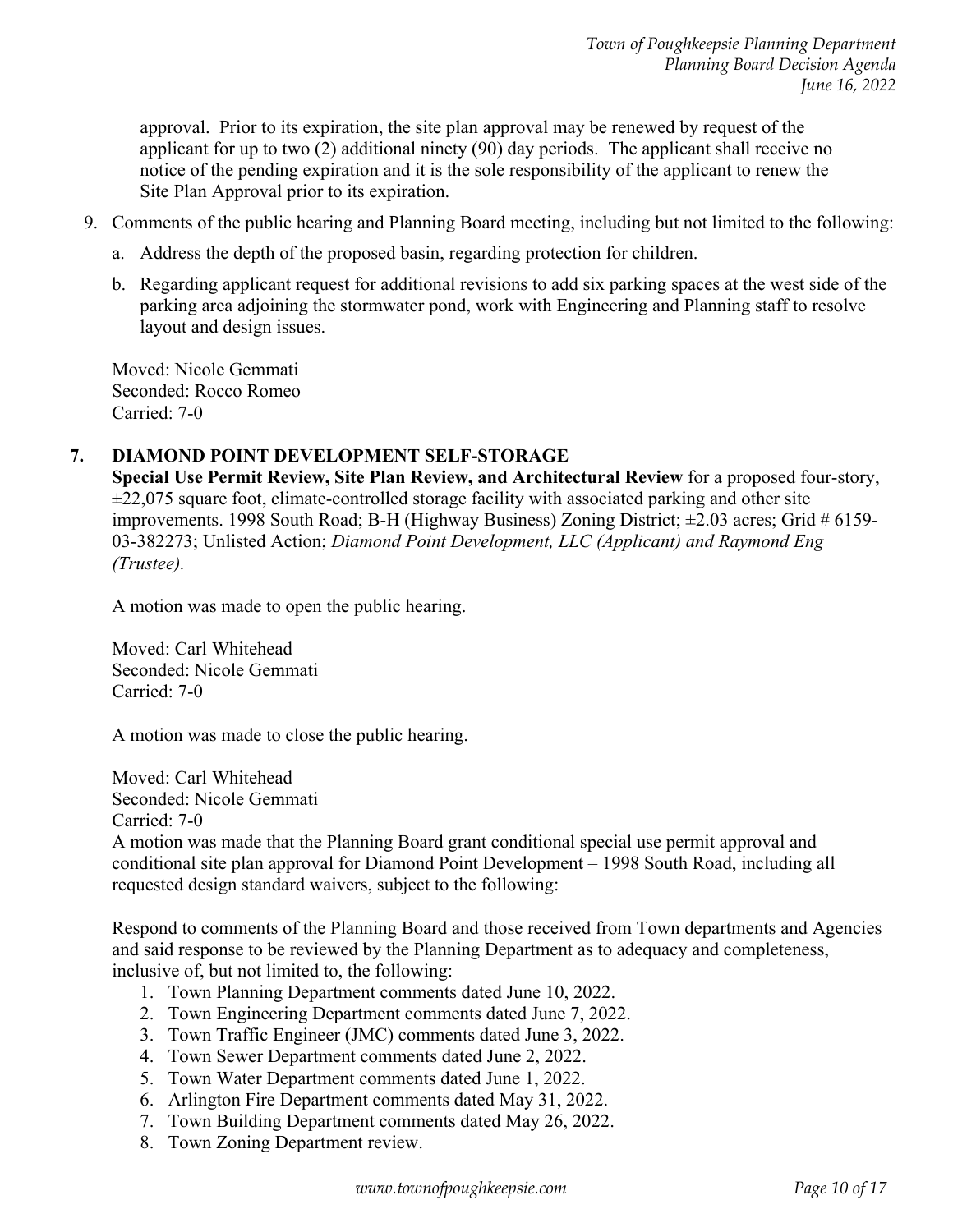approval. Prior to its expiration, the site plan approval may be renewed by request of the applicant for up to two (2) additional ninety (90) day periods. The applicant shall receive no notice of the pending expiration and it is the sole responsibility of the applicant to renew the Site Plan Approval prior to its expiration.

9. Comments of the public hearing and Planning Board meeting, including but not limited to the following:
   a. Address the depth of the proposed basin, regarding protection for children.
   b. Regarding applicant request for additional revisions to add six parking spaces at the west side of the parking area adjoining the stormwater pond, work with Engineering and Planning staff to resolve layout and design issues.

Moved: Nicole Gemmati
Seconded: Rocco Romeo
Carried: 7-0

## 7. DIAMOND POINT DEVELOPMENT SELF-STORAGE

**Special Use Permit Review, Site Plan Review, and Architectural Review** for a proposed four-story, ±22,075 square foot, climate-controlled storage facility with associated parking and other site improvements. 1998 South Road; B-H (Highway Business) Zoning District; ±2.03 acres; Grid # 6159-03-382273; Unlisted Action; *Diamond Point Development, LLC (Applicant) and Raymond Eng (Trustee).*

A motion was made to open the public hearing.

Moved: Carl Whitehead
Seconded: Nicole Gemmati
Carried: 7-0

A motion was made to close the public hearing.

Moved: Carl Whitehead
Seconded: Nicole Gemmati
Carried: 7-0

A motion was made that the Planning Board grant conditional special use permit approval and conditional site plan approval for Diamond Point Development – 1998 South Road, including all requested design standard waivers, subject to the following:

Respond to comments of the Planning Board and those received from Town departments and Agencies and said response to be reviewed by the Planning Department as to adequacy and completeness, inclusive of, but not limited to, the following:

1. Town Planning Department comments dated June 10, 2022.
2. Town Engineering Department comments dated June 7, 2022.
3. Town Traffic Engineer (JMC) comments dated June 3, 2022.
4. Town Sewer Department comments dated June 2, 2022.
5. Town Water Department comments dated June 1, 2022.
6. Arlington Fire Department comments dated May 31, 2022.
7. Town Building Department comments dated May 26, 2022.
8. Town Zoning Department review.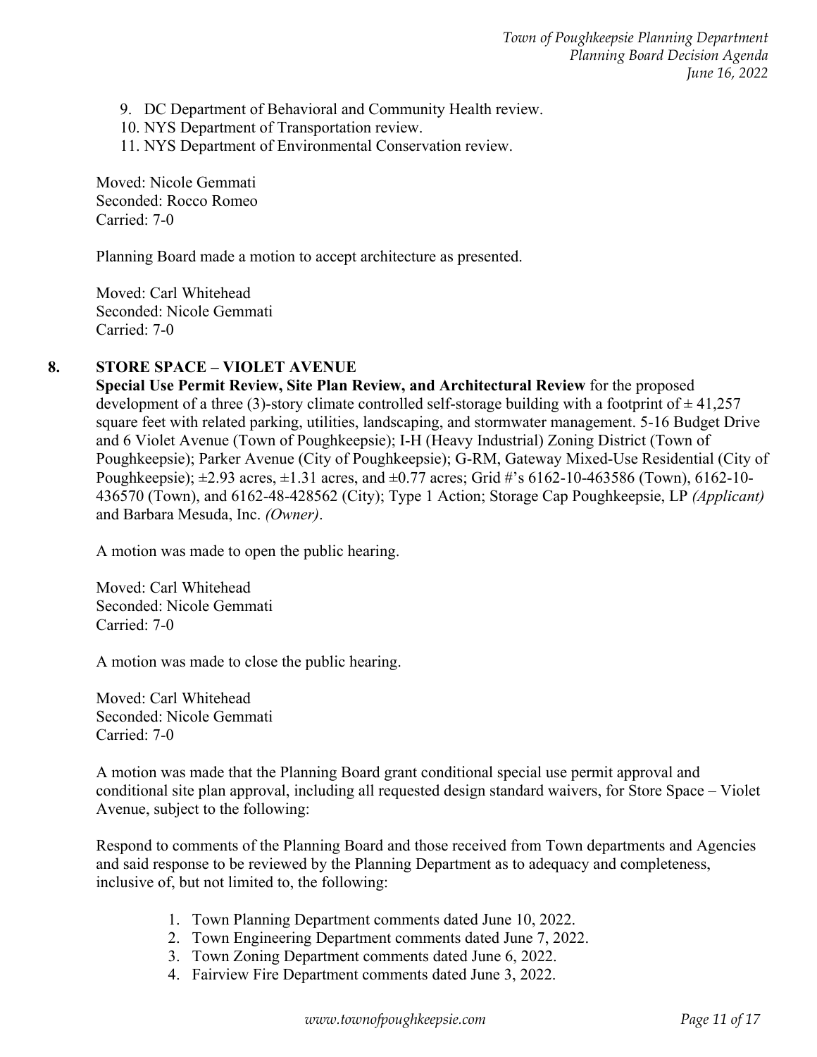9. DC Department of Behavioral and Community Health review.
10. NYS Department of Transportation review.
11. NYS Department of Environmental Conservation review.

Moved: Nicole Gemmati
Seconded: Rocco Romeo
Carried: 7-0

Planning Board made a motion to accept architecture as presented.

Moved: Carl Whitehead
Seconded: Nicole Gemmati
Carried: 7-0

**8. STORE SPACE – VIOLET AVENUE**

**Special Use Permit Review, Site Plan Review, and Architectural Review** for the proposed development of a three (3)-story climate controlled self-storage building with a footprint of ± 41,257 square feet with related parking, utilities, landscaping, and stormwater management. 5-16 Budget Drive and 6 Violet Avenue (Town of Poughkeepsie); I-H (Heavy Industrial) Zoning District (Town of Poughkeepsie); Parker Avenue (City of Poughkeepsie); G-RM, Gateway Mixed-Use Residential (City of Poughkeepsie); ±2.93 acres, ±1.31 acres, and ±0.77 acres; Grid #'s 6162-10-463586 (Town), 6162-10-436570 (Town), and 6162-48-428562 (City); Type 1 Action; Storage Cap Poughkeepsie, LP *(Applicant)* and Barbara Mesuda, Inc. *(Owner)*.

A motion was made to open the public hearing.

Moved: Carl Whitehead
Seconded: Nicole Gemmati
Carried: 7-0

A motion was made to close the public hearing.

Moved: Carl Whitehead
Seconded: Nicole Gemmati
Carried: 7-0

A motion was made that the Planning Board grant conditional special use permit approval and conditional site plan approval, including all requested design standard waivers, for Store Space – Violet Avenue, subject to the following:

Respond to comments of the Planning Board and those received from Town departments and Agencies and said response to be reviewed by the Planning Department as to adequacy and completeness, inclusive of, but not limited to, the following:

1. Town Planning Department comments dated June 10, 2022.
2. Town Engineering Department comments dated June 7, 2022.
3. Town Zoning Department comments dated June 6, 2022.
4. Fairview Fire Department comments dated June 3, 2022.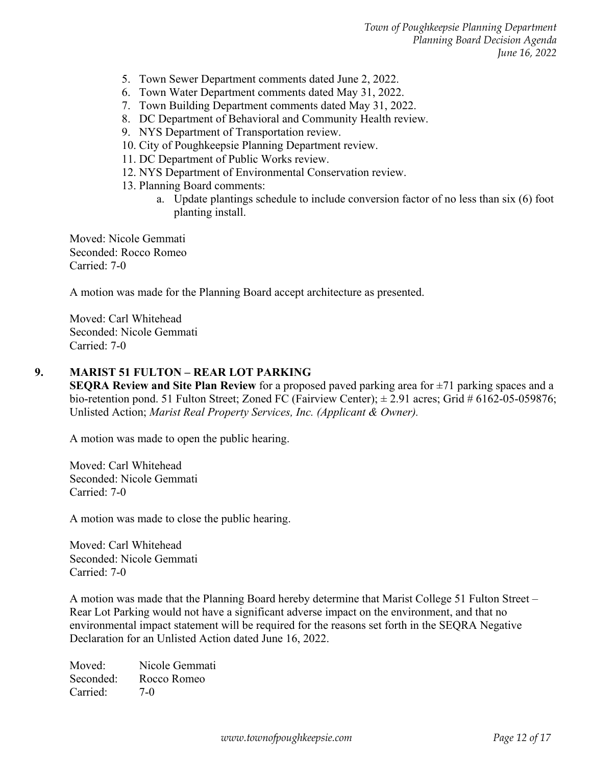5. Town Sewer Department comments dated June 2, 2022.
6. Town Water Department comments dated May 31, 2022.
7. Town Building Department comments dated May 31, 2022.
8. DC Department of Behavioral and Community Health review.
9. NYS Department of Transportation review.
10. City of Poughkeepsie Planning Department review.
11. DC Department of Public Works review.
12. NYS Department of Environmental Conservation review.
13. Planning Board comments:
    a. Update plantings schedule to include conversion factor of no less than six (6) foot planting install.

Moved: Nicole Gemmati
Seconded: Rocco Romeo
Carried: 7-0

A motion was made for the Planning Board accept architecture as presented.

Moved: Carl Whitehead
Seconded: Nicole Gemmati
Carried: 7-0

## 9. MARIST 51 FULTON – REAR LOT PARKING

**SEQRA Review and Site Plan Review** for a proposed paved parking area for ±71 parking spaces and a bio-retention pond. 51 Fulton Street; Zoned FC (Fairview Center); ± 2.91 acres; Grid # 6162-05-059876; Unlisted Action; *Marist Real Property Services, Inc. (Applicant & Owner).*

A motion was made to open the public hearing.

Moved: Carl Whitehead
Seconded: Nicole Gemmati
Carried: 7-0

A motion was made to close the public hearing.

Moved: Carl Whitehead
Seconded: Nicole Gemmati
Carried: 7-0

A motion was made that the Planning Board hereby determine that Marist College 51 Fulton Street – Rear Lot Parking would not have a significant adverse impact on the environment, and that no environmental impact statement will be required for the reasons set forth in the SEQRA Negative Declaration for an Unlisted Action dated June 16, 2022.

Moved: Nicole Gemmati
Seconded: Rocco Romeo
Carried: 7-0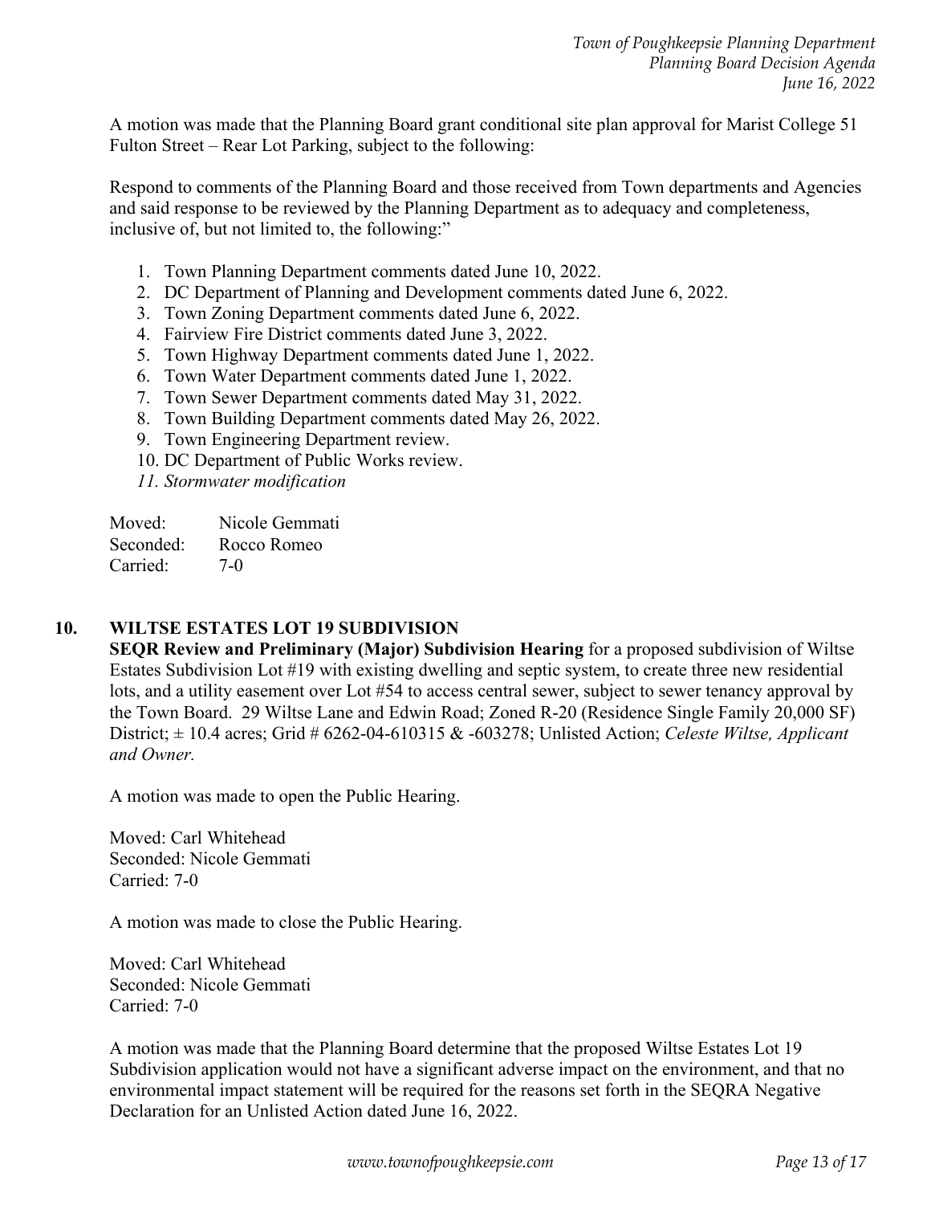A motion was made that the Planning Board grant conditional site plan approval for Marist College 51 Fulton Street – Rear Lot Parking, subject to the following:

Respond to comments of the Planning Board and those received from Town departments and Agencies and said response to be reviewed by the Planning Department as to adequacy and completeness, inclusive of, but not limited to, the following:"

1. Town Planning Department comments dated June 10, 2022.
2. DC Department of Planning and Development comments dated June 6, 2022.
3. Town Zoning Department comments dated June 6, 2022.
4. Fairview Fire District comments dated June 3, 2022.
5. Town Highway Department comments dated June 1, 2022.
6. Town Water Department comments dated June 1, 2022.
7. Town Sewer Department comments dated May 31, 2022.
8. Town Building Department comments dated May 26, 2022.
9. Town Engineering Department review.
10. DC Department of Public Works review.
11. *Stormwater modification*

Moved: Nicole Gemmati
Seconded: Rocco Romeo
Carried: 7-0

## 10. WILTSE ESTATES LOT 19 SUBDIVISION

**SEQR Review and Preliminary (Major) Subdivision Hearing** for a proposed subdivision of Wiltse Estates Subdivision Lot #19 with existing dwelling and septic system, to create three new residential lots, and a utility easement over Lot #54 to access central sewer, subject to sewer tenancy approval by the Town Board. 29 Wiltse Lane and Edwin Road; Zoned R-20 (Residence Single Family 20,000 SF) District; ± 10.4 acres; Grid # 6262-04-610315 & -603278; Unlisted Action; *Celeste Wiltse, Applicant and Owner.*

A motion was made to open the Public Hearing.

Moved: Carl Whitehead
Seconded: Nicole Gemmati
Carried: 7-0

A motion was made to close the Public Hearing.

Moved: Carl Whitehead
Seconded: Nicole Gemmati
Carried: 7-0

A motion was made that the Planning Board determine that the proposed Wiltse Estates Lot 19 Subdivision application would not have a significant adverse impact on the environment, and that no environmental impact statement will be required for the reasons set forth in the SEQRA Negative Declaration for an Unlisted Action dated June 16, 2022.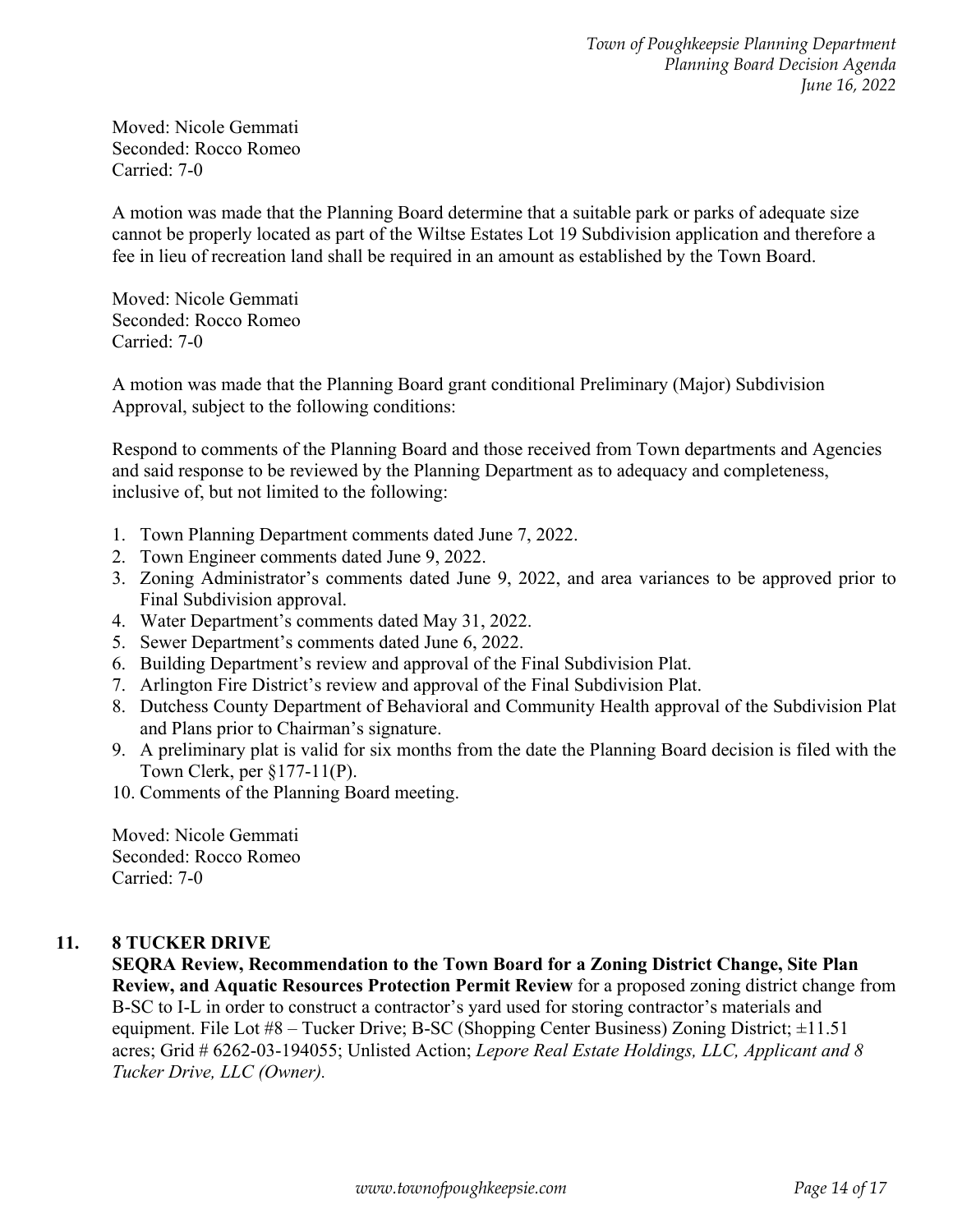Moved: Nicole Gemmati
Seconded: Rocco Romeo
Carried: 7-0

A motion was made that the Planning Board determine that a suitable park or parks of adequate size cannot be properly located as part of the Wiltse Estates Lot 19 Subdivision application and therefore a fee in lieu of recreation land shall be required in an amount as established by the Town Board.

Moved: Nicole Gemmati
Seconded: Rocco Romeo
Carried: 7-0

A motion was made that the Planning Board grant conditional Preliminary (Major) Subdivision Approval, subject to the following conditions:

Respond to comments of the Planning Board and those received from Town departments and Agencies and said response to be reviewed by the Planning Department as to adequacy and completeness, inclusive of, but not limited to the following:

1. Town Planning Department comments dated June 7, 2022.
2. Town Engineer comments dated June 9, 2022.
3. Zoning Administrator's comments dated June 9, 2022, and area variances to be approved prior to Final Subdivision approval.
4. Water Department's comments dated May 31, 2022.
5. Sewer Department's comments dated June 6, 2022.
6. Building Department's review and approval of the Final Subdivision Plat.
7. Arlington Fire District's review and approval of the Final Subdivision Plat.
8. Dutchess County Department of Behavioral and Community Health approval of the Subdivision Plat and Plans prior to Chairman's signature.
9. A preliminary plat is valid for six months from the date the Planning Board decision is filed with the Town Clerk, per §177-11(P).
10. Comments of the Planning Board meeting.

Moved: Nicole Gemmati
Seconded: Rocco Romeo
Carried: 7-0

## 11. 8 TUCKER DRIVE

**SEQRA Review, Recommendation to the Town Board for a Zoning District Change, Site Plan Review, and Aquatic Resources Protection Permit Review** for a proposed zoning district change from B-SC to I-L in order to construct a contractor's yard used for storing contractor's materials and equipment. File Lot #8 – Tucker Drive; B-SC (Shopping Center Business) Zoning District; ±11.51 acres; Grid # 6262-03-194055; Unlisted Action; *Lepore Real Estate Holdings, LLC, Applicant and 8 Tucker Drive, LLC (Owner).*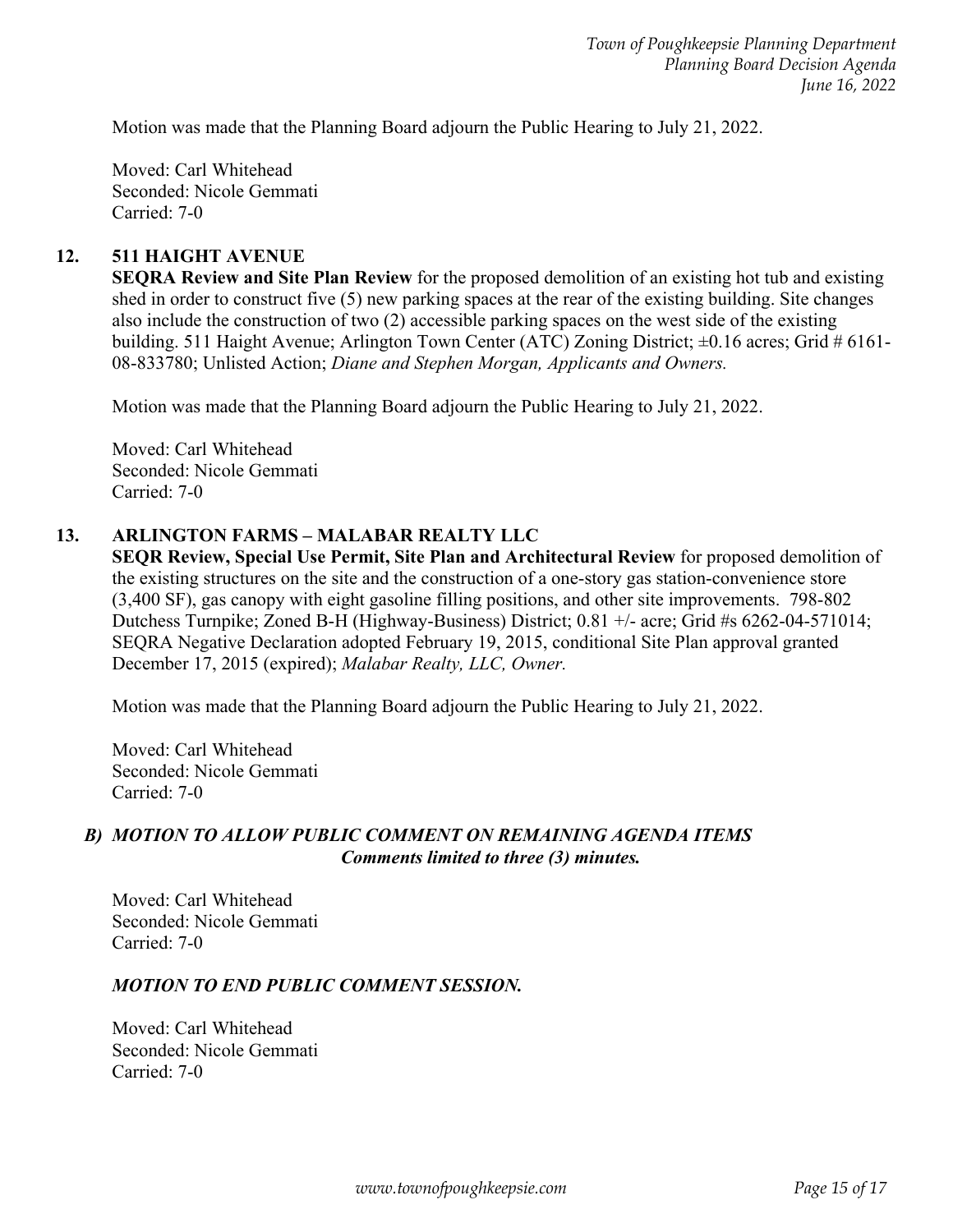Motion was made that the Planning Board adjourn the Public Hearing to July 21, 2022.

Moved: Carl Whitehead
Seconded: Nicole Gemmati
Carried: 7-0

**12. 511 HAIGHT AVENUE**

**SEQRA Review and Site Plan Review** for the proposed demolition of an existing hot tub and existing shed in order to construct five (5) new parking spaces at the rear of the existing building. Site changes also include the construction of two (2) accessible parking spaces on the west side of the existing building. 511 Haight Avenue; Arlington Town Center (ATC) Zoning District; ±0.16 acres; Grid # 6161-08-833780; Unlisted Action; *Diane and Stephen Morgan, Applicants and Owners.*

Motion was made that the Planning Board adjourn the Public Hearing to July 21, 2022.

Moved: Carl Whitehead
Seconded: Nicole Gemmati
Carried: 7-0

**13. ARLINGTON FARMS – MALABAR REALTY LLC**

**SEQR Review, Special Use Permit, Site Plan and Architectural Review** for proposed demolition of the existing structures on the site and the construction of a one-story gas station-convenience store (3,400 SF), gas canopy with eight gasoline filling positions, and other site improvements. 798-802 Dutchess Turnpike; Zoned B-H (Highway-Business) District; 0.81 +/- acre; Grid #s 6262-04-571014; SEQRA Negative Declaration adopted February 19, 2015, conditional Site Plan approval granted December 17, 2015 (expired); *Malabar Realty, LLC, Owner.*

Motion was made that the Planning Board adjourn the Public Hearing to July 21, 2022.

Moved: Carl Whitehead
Seconded: Nicole Gemmati
Carried: 7-0

***B) MOTION TO ALLOW PUBLIC COMMENT ON REMAINING AGENDA ITEMS***
***Comments limited to three (3) minutes.***

Moved: Carl Whitehead
Seconded: Nicole Gemmati
Carried: 7-0

***MOTION TO END PUBLIC COMMENT SESSION.***

Moved: Carl Whitehead
Seconded: Nicole Gemmati
Carried: 7-0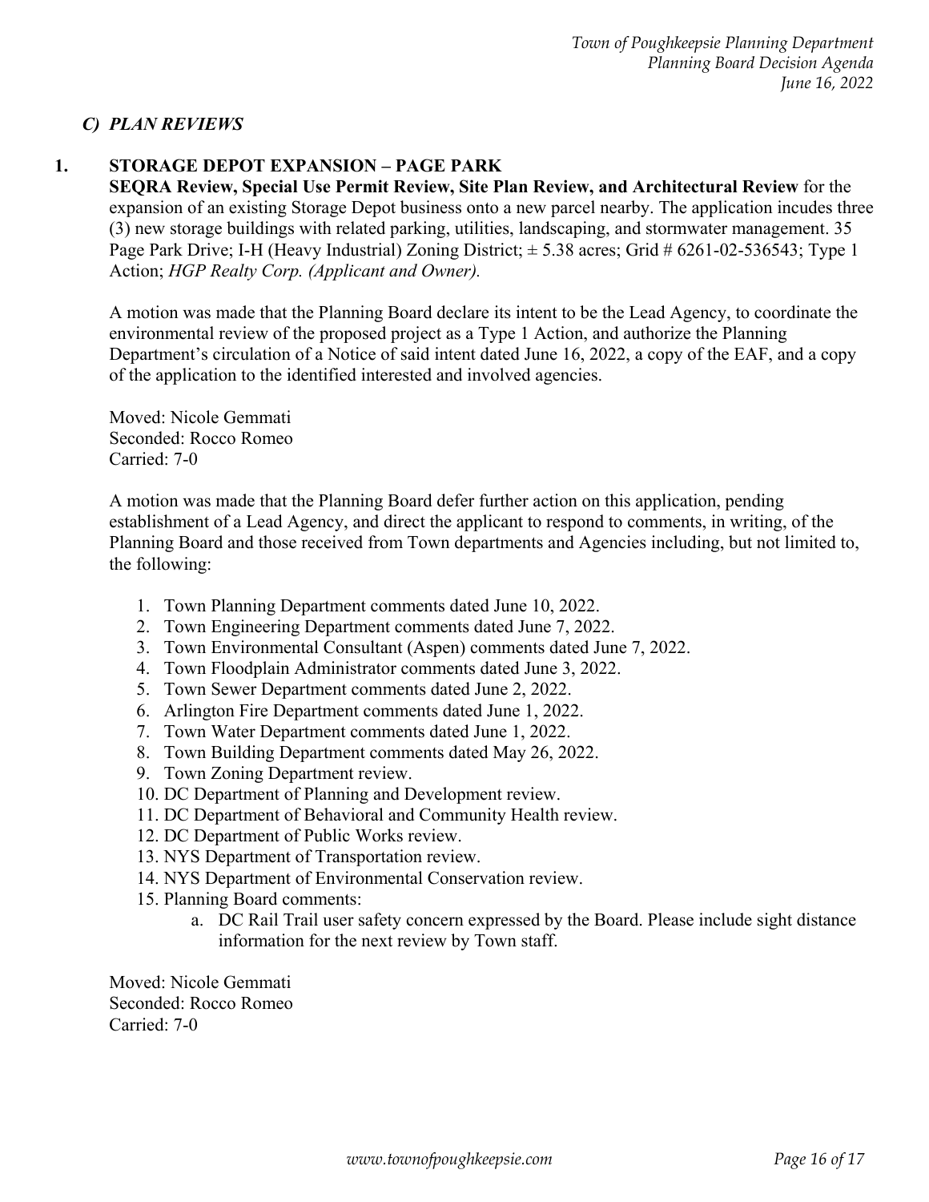### *C) PLAN REVIEWS*

**1. STORAGE DEPOT EXPANSION – PAGE PARK**

**SEQRA Review, Special Use Permit Review, Site Plan Review, and Architectural Review** for the expansion of an existing Storage Depot business onto a new parcel nearby. The application incudes three (3) new storage buildings with related parking, utilities, landscaping, and stormwater management. 35 Page Park Drive; I-H (Heavy Industrial) Zoning District; ± 5.38 acres; Grid # 6261-02-536543; Type 1 Action; *HGP Realty Corp. (Applicant and Owner).*

A motion was made that the Planning Board declare its intent to be the Lead Agency, to coordinate the environmental review of the proposed project as a Type 1 Action, and authorize the Planning Department's circulation of a Notice of said intent dated June 16, 2022, a copy of the EAF, and a copy of the application to the identified interested and involved agencies.

Moved: Nicole Gemmati
Seconded: Rocco Romeo
Carried: 7-0

A motion was made that the Planning Board defer further action on this application, pending establishment of a Lead Agency, and direct the applicant to respond to comments, in writing, of the Planning Board and those received from Town departments and Agencies including, but not limited to, the following:

1. Town Planning Department comments dated June 10, 2022.
2. Town Engineering Department comments dated June 7, 2022.
3. Town Environmental Consultant (Aspen) comments dated June 7, 2022.
4. Town Floodplain Administrator comments dated June 3, 2022.
5. Town Sewer Department comments dated June 2, 2022.
6. Arlington Fire Department comments dated June 1, 2022.
7. Town Water Department comments dated June 1, 2022.
8. Town Building Department comments dated May 26, 2022.
9. Town Zoning Department review.
10. DC Department of Planning and Development review.
11. DC Department of Behavioral and Community Health review.
12. DC Department of Public Works review.
13. NYS Department of Transportation review.
14. NYS Department of Environmental Conservation review.
15. Planning Board comments:
    a. DC Rail Trail user safety concern expressed by the Board. Please include sight distance information for the next review by Town staff.

Moved: Nicole Gemmati
Seconded: Rocco Romeo
Carried: 7-0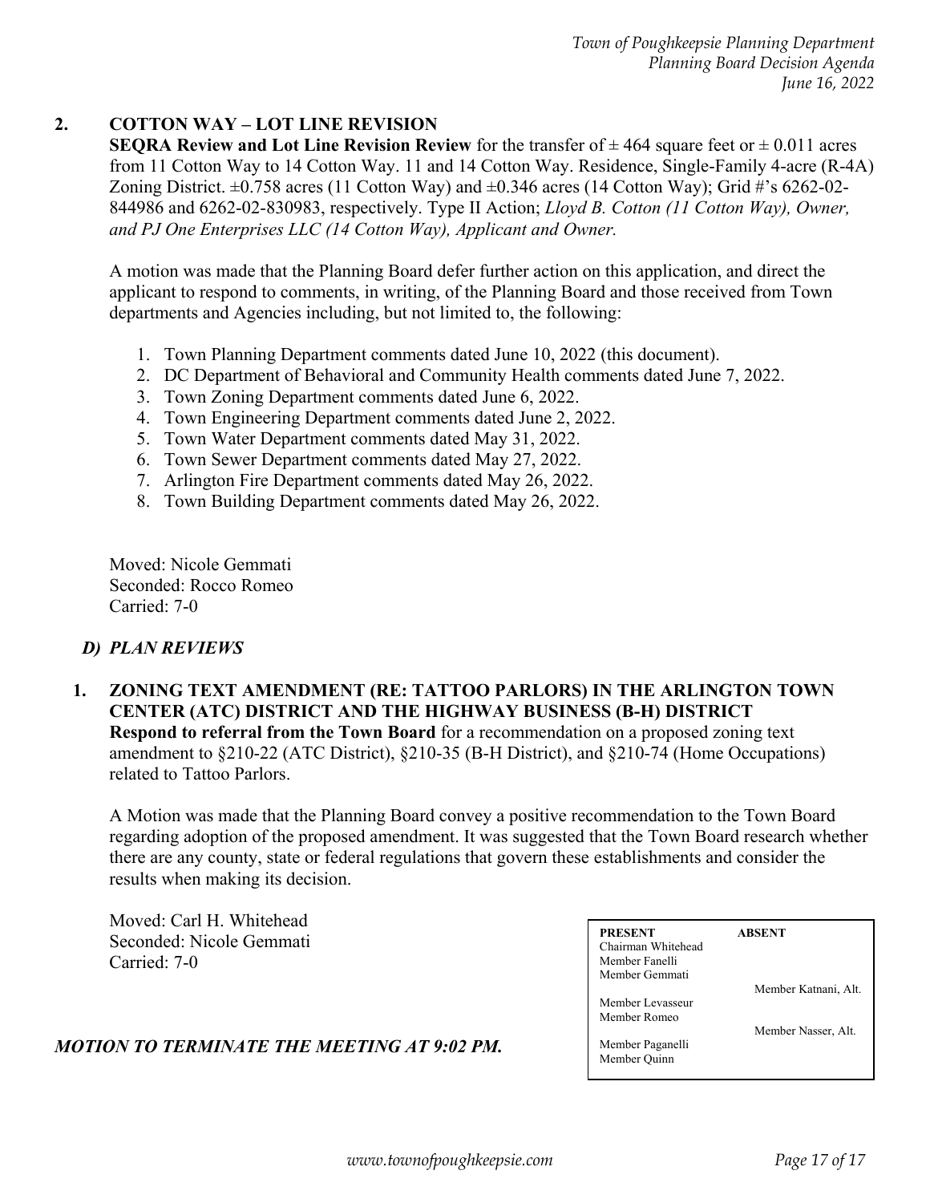## 2. COTTON WAY – LOT LINE REVISION

**SEQRA Review and Lot Line Revision Review** for the transfer of ± 464 square feet or ± 0.011 acres from 11 Cotton Way to 14 Cotton Way. 11 and 14 Cotton Way. Residence, Single-Family 4-acre (R-4A) Zoning District. ±0.758 acres (11 Cotton Way) and ±0.346 acres (14 Cotton Way); Grid #'s 6262-02-844986 and 6262-02-830983, respectively. Type II Action; *Lloyd B. Cotton (11 Cotton Way), Owner, and PJ One Enterprises LLC (14 Cotton Way), Applicant and Owner.*

A motion was made that the Planning Board defer further action on this application, and direct the applicant to respond to comments, in writing, of the Planning Board and those received from Town departments and Agencies including, but not limited to, the following:

1. Town Planning Department comments dated June 10, 2022 (this document).
2. DC Department of Behavioral and Community Health comments dated June 7, 2022.
3. Town Zoning Department comments dated June 6, 2022.
4. Town Engineering Department comments dated June 2, 2022.
5. Town Water Department comments dated May 31, 2022.
6. Town Sewer Department comments dated May 27, 2022.
7. Arlington Fire Department comments dated May 26, 2022.
8. Town Building Department comments dated May 26, 2022.

Moved: Nicole Gemmati
Seconded: Rocco Romeo
Carried: 7-0

### *D) PLAN REVIEWS*

## 1. ZONING TEXT AMENDMENT (RE: TATTOO PARLORS) IN THE ARLINGTON TOWN CENTER (ATC) DISTRICT AND THE HIGHWAY BUSINESS (B-H) DISTRICT

**Respond to referral from the Town Board** for a recommendation on a proposed zoning text amendment to §210-22 (ATC District), §210-35 (B-H District), and §210-74 (Home Occupations) related to Tattoo Parlors.

A Motion was made that the Planning Board convey a positive recommendation to the Town Board regarding adoption of the proposed amendment. It was suggested that the Town Board research whether there are any county, state or federal regulations that govern these establishments and consider the results when making its decision.

Moved: Carl H. Whitehead
Seconded: Nicole Gemmati
Carried: 7-0

| PRESENT | ABSENT |
|---|---|
| Chairman Whitehead | |
| Member Fanelli | |
| Member Gemmati | |
| | Member Katnani, Alt. |
| Member Levasseur | |
| Member Romeo | |
| | Member Nasser, Alt. |
| Member Paganelli | |
| Member Quinn | |

***MOTION TO TERMINATE THE MEETING AT 9:02 PM.***